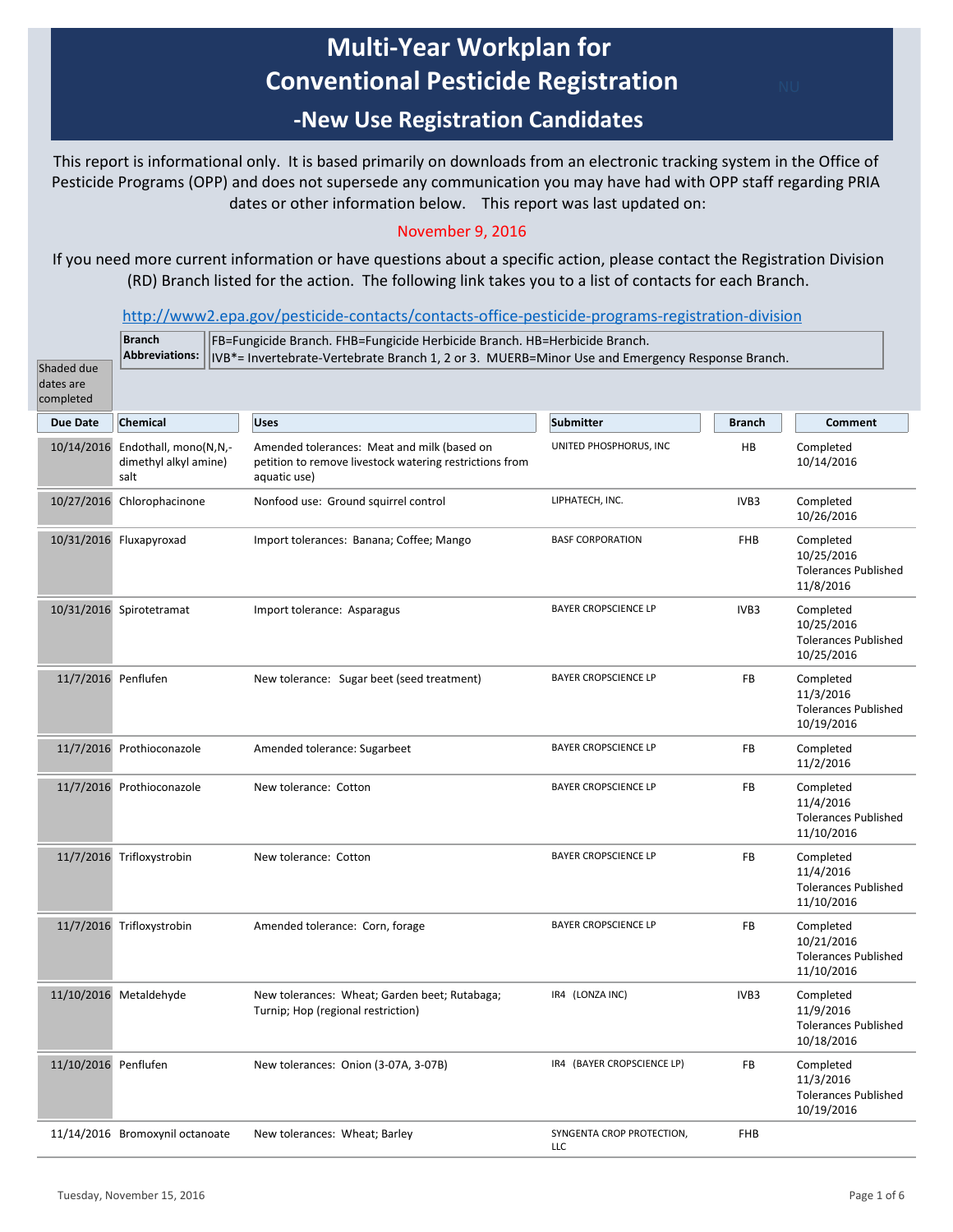# Multi-Year Workplan for Conventional Pesticide Registration

## -New Use Registration Candidates

This report is informational only. It is based primarily on downloads from an electronic tracking system in the Office of Pesticide Programs (OPP) and does not supersede any communication you may have had with OPP staff regarding PRIA dates or other information below. This report was last updated on:

November 9, 2016

If you need more current information or have questions about a specific action, please contact the Registration Division (RD) Branch listed for the action. The following link takes you to a list of contacts for each Branch.

http://www2.epa.gov/pesticide-contacts/contacts-office-pesticide-programs-registration-division

**Branch Abbreviations:** FB=Fungicide Branch. FHB=Fungicide Herbicide Branch. HB=Herbicide Branch. IVB*= Invertebrate-Vertebrate Branch 1, 2 or 3. MUERB=Minor Use and Emergency Response Branch.

Shaded due dates are completed

| Due Date | Chemical | Uses | Submitter | Branch | Comment |
|---|---|---|---|---|---|
| 10/14/2016 | Endothall, mono(N,N,-dimethyl alkyl amine) salt | Amended tolerances: Meat and milk (based on petition to remove livestock watering restrictions from aquatic use) | UNITED PHOSPHORUS, INC | HB | Completed 10/14/2016 |
| 10/27/2016 | Chlorophacinone | Nonfood use: Ground squirrel control | LIPHATECH, INC. | IVB3 | Completed 10/26/2016 |
| 10/31/2016 | Fluxapyroxad | Import tolerances: Banana; Coffee; Mango | BASF CORPORATION | FHB | Completed 10/25/2016 Tolerances Published 11/8/2016 |
| 10/31/2016 | Spirotetramat | Import tolerance: Asparagus | BAYER CROPSCIENCE LP | IVB3 | Completed 10/25/2016 Tolerances Published 10/25/2016 |
| 11/7/2016 | Penflufen | New tolerance: Sugar beet (seed treatment) | BAYER CROPSCIENCE LP | FB | Completed 11/3/2016 Tolerances Published 10/19/2016 |
| 11/7/2016 | Prothioconazole | Amended tolerance: Sugarbeet | BAYER CROPSCIENCE LP | FB | Completed 11/2/2016 |
| 11/7/2016 | Prothioconazole | New tolerance: Cotton | BAYER CROPSCIENCE LP | FB | Completed 11/4/2016 Tolerances Published 11/10/2016 |
| 11/7/2016 | Trifloxystrobin | New tolerance: Cotton | BAYER CROPSCIENCE LP | FB | Completed 11/4/2016 Tolerances Published 11/10/2016 |
| 11/7/2016 | Trifloxystrobin | Amended tolerance: Corn, forage | BAYER CROPSCIENCE LP | FB | Completed 10/21/2016 Tolerances Published 11/10/2016 |
| 11/10/2016 | Metaldehyde | New tolerances: Wheat; Garden beet; Rutabaga; Turnip; Hop (regional restriction) | IR4 (LONZA INC) | IVB3 | Completed 11/9/2016 Tolerances Published 10/18/2016 |
| 11/10/2016 | Penflufen | New tolerances: Onion (3-07A, 3-07B) | IR4 (BAYER CROPSCIENCE LP) | FB | Completed 11/3/2016 Tolerances Published 10/19/2016 |
| 11/14/2016 | Bromoxynil octanoate | New tolerances: Wheat; Barley | SYNGENTA CROP PROTECTION, LLC | FHB | |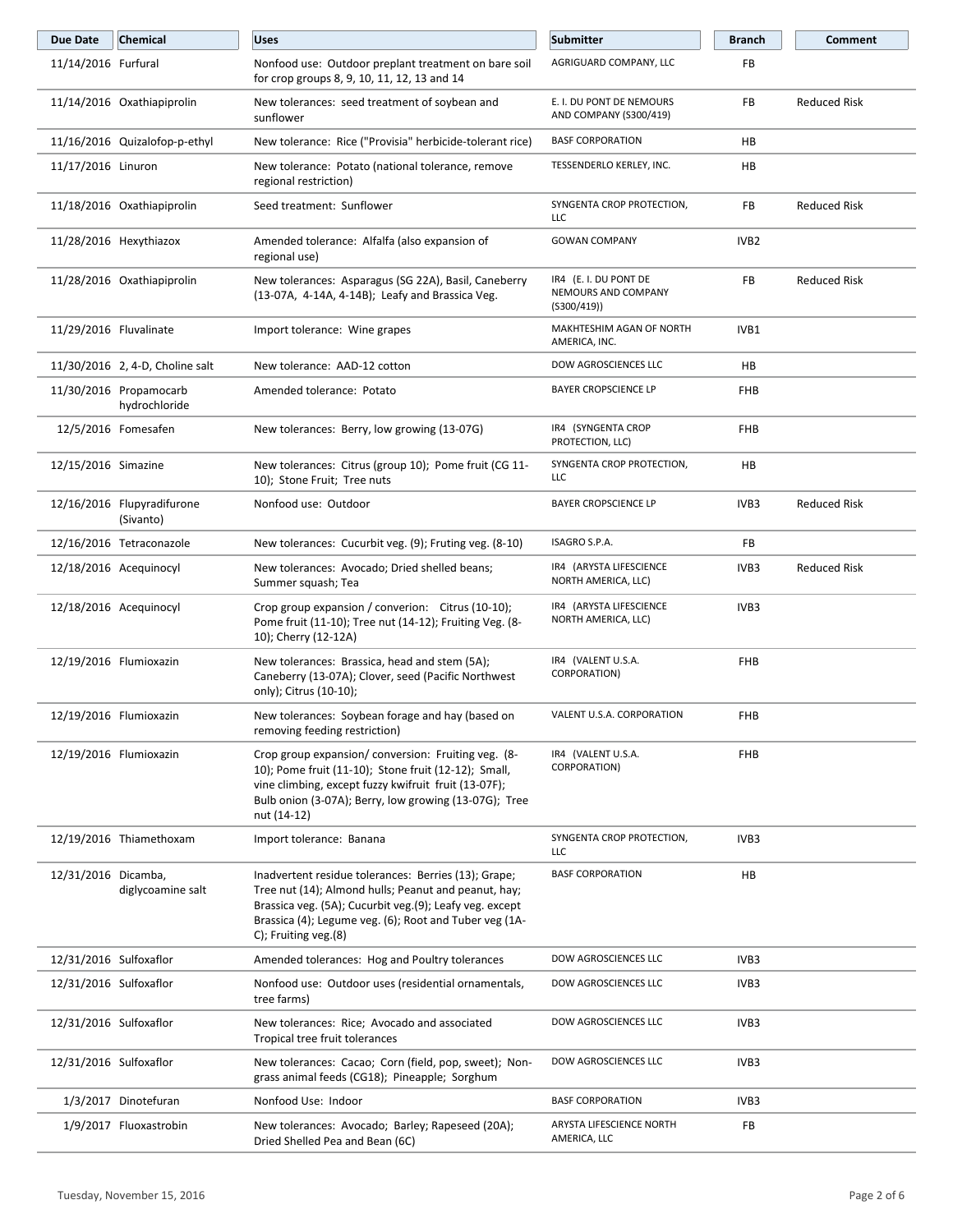| Due Date | Chemical | Uses | Submitter | Branch | Comment |
|---|---|---|---|---|---|
| 11/14/2016 | Furfural | Nonfood use: Outdoor preplant treatment on bare soil for crop groups 8, 9, 10, 11, 12, 13 and 14 | AGRIGUARD COMPANY, LLC | FB | |
| 11/14/2016 | Oxathiapiprolin | New tolerances: seed treatment of soybean and sunflower | E. I. DU PONT DE NEMOURS AND COMPANY (S300/419) | FB | Reduced Risk |
| 11/16/2016 | Quizalofop-p-ethyl | New tolerance: Rice ("Provisia" herbicide-tolerant rice) | BASF CORPORATION | HB | |
| 11/17/2016 | Linuron | New tolerance: Potato (national tolerance, remove regional restriction) | TESSENDERLO KERLEY, INC. | HB | |
| 11/18/2016 | Oxathiapiprolin | Seed treatment: Sunflower | SYNGENTA CROP PROTECTION, LLC | FB | Reduced Risk |
| 11/28/2016 | Hexythiazox | Amended tolerance: Alfalfa (also expansion of regional use) | GOWAN COMPANY | IVB2 | |
| 11/28/2016 | Oxathiapiprolin | New tolerances: Asparagus (SG 22A), Basil, Caneberry (13-07A, 4-14A, 4-14B); Leafy and Brassica Veg. | IR4 (E. I. DU PONT DE NEMOURS AND COMPANY (S300/419)) | FB | Reduced Risk |
| 11/29/2016 | Fluvalinate | Import tolerance: Wine grapes | MAKHTESHIM AGAN OF NORTH AMERICA, INC. | IVB1 | |
| 11/30/2016 | 2, 4-D, Choline salt | New tolerance: AAD-12 cotton | DOW AGROSCIENCES LLC | HB | |
| 11/30/2016 | Propamocarb hydrochloride | Amended tolerance: Potato | BAYER CROPSCIENCE LP | FHB | |
| 12/5/2016 | Fomesafen | New tolerances: Berry, low growing (13-07G) | IR4 (SYNGENTA CROP PROTECTION, LLC) | FHB | |
| 12/15/2016 | Simazine | New tolerances: Citrus (group 10); Pome fruit (CG 11-10); Stone Fruit; Tree nuts | SYNGENTA CROP PROTECTION, LLC | HB | |
| 12/16/2016 | Flupyradifurone (Sivanto) | Nonfood use: Outdoor | BAYER CROPSCIENCE LP | IVB3 | Reduced Risk |
| 12/16/2016 | Tetraconazole | New tolerances: Cucurbit veg. (9); Fruting veg. (8-10) | ISAGRO S.P.A. | FB | |
| 12/18/2016 | Acequinocyl | New tolerances: Avocado; Dried shelled beans; Summer squash; Tea | IR4 (ARYSTA LIFESCIENCE NORTH AMERICA, LLC) | IVB3 | Reduced Risk |
| 12/18/2016 | Acequinocyl | Crop group expansion / converion: Citrus (10-10); Pome fruit (11-10); Tree nut (14-12); Fruiting Veg. (8-10); Cherry (12-12A) | IR4 (ARYSTA LIFESCIENCE NORTH AMERICA, LLC) | IVB3 | |
| 12/19/2016 | Flumioxazin | New tolerances: Brassica, head and stem (5A); Caneberry (13-07A); Clover, seed (Pacific Northwest only); Citrus (10-10); | IR4 (VALENT U.S.A. CORPORATION) | FHB | |
| 12/19/2016 | Flumioxazin | New tolerances: Soybean forage and hay (based on removing feeding restriction) | VALENT U.S.A. CORPORATION | FHB | |
| 12/19/2016 | Flumioxazin | Crop group expansion/ conversion: Fruiting veg. (8-10); Pome fruit (11-10); Stone fruit (12-12); Small, vine climbing, except fuzzy kwifruit fruit (13-07F); Bulb onion (3-07A); Berry, low growing (13-07G); Tree nut (14-12) | IR4 (VALENT U.S.A. CORPORATION) | FHB | |
| 12/19/2016 | Thiamethoxam | Import tolerance: Banana | SYNGENTA CROP PROTECTION, LLC | IVB3 | |
| 12/31/2016 | Dicamba, diglycoamine salt | Inadvertent residue tolerances: Berries (13); Grape; Tree nut (14); Almond hulls; Peanut and peanut, hay; Brassica veg. (5A); Cucurbit veg.(9); Leafy veg. except Brassica (4); Legume veg. (6); Root and Tuber veg (1A-C); Fruiting veg.(8) | BASF CORPORATION | HB | |
| 12/31/2016 | Sulfoxaflor | Amended tolerances: Hog and Poultry tolerances | DOW AGROSCIENCES LLC | IVB3 | |
| 12/31/2016 | Sulfoxaflor | Nonfood use: Outdoor uses (residential ornamentals, tree farms) | DOW AGROSCIENCES LLC | IVB3 | |
| 12/31/2016 | Sulfoxaflor | New tolerances: Rice; Avocado and associated Tropical tree fruit tolerances | DOW AGROSCIENCES LLC | IVB3 | |
| 12/31/2016 | Sulfoxaflor | New tolerances: Cacao; Corn (field, pop, sweet); Non-grass animal feeds (CG18); Pineapple; Sorghum | DOW AGROSCIENCES LLC | IVB3 | |
| 1/3/2017 | Dinotefuran | Nonfood Use: Indoor | BASF CORPORATION | IVB3 | |
| 1/9/2017 | Fluoxastrobin | New tolerances: Avocado; Barley; Rapeseed (20A); Dried Shelled Pea and Bean (6C) | ARYSTA LIFESCIENCE NORTH AMERICA, LLC | FB | |

Tuesday, November 15, 2016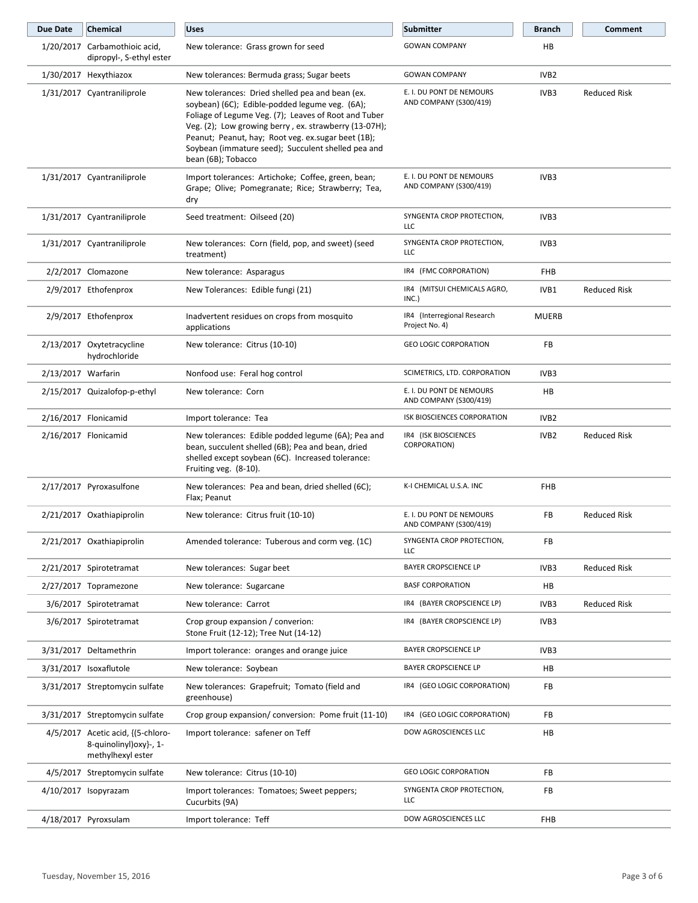| Due Date | Chemical | Uses | Submitter | Branch | Comment |
|---|---|---|---|---|---|
| 1/20/2017 | Carbamothioic acid, dipropyl-, S-ethyl ester | New tolerance: Grass grown for seed | GOWAN COMPANY | HB | |
| 1/30/2017 | Hexythiazox | New tolerances: Bermuda grass; Sugar beets | GOWAN COMPANY | IVB2 | |
| 1/31/2017 | Cyantraniliprole | New tolerances: Dried shelled pea and bean (ex. soybean) (6C); Edible-podded legume veg. (6A); Foliage of Legume Veg. (7); Leaves of Root and Tuber Veg. (2); Low growing berry , ex. strawberry (13-07H); Peanut; Peanut, hay; Root veg. ex.sugar beet (1B); Soybean (immature seed); Succulent shelled pea and bean (6B); Tobacco | E. I. DU PONT DE NEMOURS AND COMPANY (S300/419) | IVB3 | Reduced Risk |
| 1/31/2017 | Cyantraniliprole | Import tolerances: Artichoke; Coffee, green, bean; Grape; Olive; Pomegranate; Rice; Strawberry; Tea, dry | E. I. DU PONT DE NEMOURS AND COMPANY (S300/419) | IVB3 | |
| 1/31/2017 | Cyantraniliprole | Seed treatment: Oilseed (20) | SYNGENTA CROP PROTECTION, LLC | IVB3 | |
| 1/31/2017 | Cyantraniliprole | New tolerances: Corn (field, pop, and sweet) (seed treatment) | SYNGENTA CROP PROTECTION, LLC | IVB3 | |
| 2/2/2017 | Clomazone | New tolerance: Asparagus | IR4 (FMC CORPORATION) | FHB | |
| 2/9/2017 | Ethofenprox | New Tolerances: Edible fungi (21) | IR4 (MITSUI CHEMICALS AGRO, INC.) | IVB1 | Reduced Risk |
| 2/9/2017 | Ethofenprox | Inadvertent residues on crops from mosquito applications | IR4 (Interregional Research Project No. 4) | MUERB | |
| 2/13/2017 | Oxytetracycline hydrochloride | New tolerance: Citrus (10-10) | GEO LOGIC CORPORATION | FB | |
| 2/13/2017 | Warfarin | Nonfood use: Feral hog control | SCIMETRICS, LTD. CORPORATION | IVB3 | |
| 2/15/2017 | Quizalofop-p-ethyl | New tolerance: Corn | E. I. DU PONT DE NEMOURS AND COMPANY (S300/419) | HB | |
| 2/16/2017 | Flonicamid | Import tolerance: Tea | ISK BIOSCIENCES CORPORATION | IVB2 | |
| 2/16/2017 | Flonicamid | New tolerances: Edible podded legume (6A); Pea and bean, succulent shelled (6B); Pea and bean, dried shelled except soybean (6C). Increased tolerance: Fruiting veg. (8-10). | IR4 (ISK BIOSCIENCES CORPORATION) | IVB2 | Reduced Risk |
| 2/17/2017 | Pyroxasulfone | New tolerances: Pea and bean, dried shelled (6C); Flax; Peanut | K-I CHEMICAL U.S.A. INC | FHB | |
| 2/21/2017 | Oxathiapiprolin | New tolerance: Citrus fruit (10-10) | E. I. DU PONT DE NEMOURS AND COMPANY (S300/419) | FB | Reduced Risk |
| 2/21/2017 | Oxathiapiprolin | Amended tolerance: Tuberous and corm veg. (1C) | SYNGENTA CROP PROTECTION, LLC | FB | |
| 2/21/2017 | Spirotetramat | New tolerances: Sugar beet | BAYER CROPSCIENCE LP | IVB3 | Reduced Risk |
| 2/27/2017 | Topramezone | New tolerance: Sugarcane | BASF CORPORATION | HB | |
| 3/6/2017 | Spirotetramat | New tolerance: Carrot | IR4 (BAYER CROPSCIENCE LP) | IVB3 | Reduced Risk |
| 3/6/2017 | Spirotetramat | Crop group expansion / converion: Stone Fruit (12-12); Tree Nut (14-12) | IR4 (BAYER CROPSCIENCE LP) | IVB3 | |
| 3/31/2017 | Deltamethrin | Import tolerance: oranges and orange juice | BAYER CROPSCIENCE LP | IVB3 | |
| 3/31/2017 | Isoxaflutole | New tolerance: Soybean | BAYER CROPSCIENCE LP | HB | |
| 3/31/2017 | Streptomycin sulfate | New tolerances: Grapefruit; Tomato (field and greenhouse) | IR4 (GEO LOGIC CORPORATION) | FB | |
| 3/31/2017 | Streptomycin sulfate | Crop group expansion/ conversion: Pome fruit (11-10) | IR4 (GEO LOGIC CORPORATION) | FB | |
| 4/5/2017 | Acetic acid, {(5-chloro-8-quinolinyl)oxy}-, 1-methylhexyl ester | Import tolerance: safener on Teff | DOW AGROSCIENCES LLC | HB | |
| 4/5/2017 | Streptomycin sulfate | New tolerance: Citrus (10-10) | GEO LOGIC CORPORATION | FB | |
| 4/10/2017 | Isopyrazam | Import tolerances: Tomatoes; Sweet peppers; Cucurbits (9A) | SYNGENTA CROP PROTECTION, LLC | FB | |
| 4/18/2017 | Pyroxsulam | Import tolerance: Teff | DOW AGROSCIENCES LLC | FHB | |

Tuesday, November 15, 2016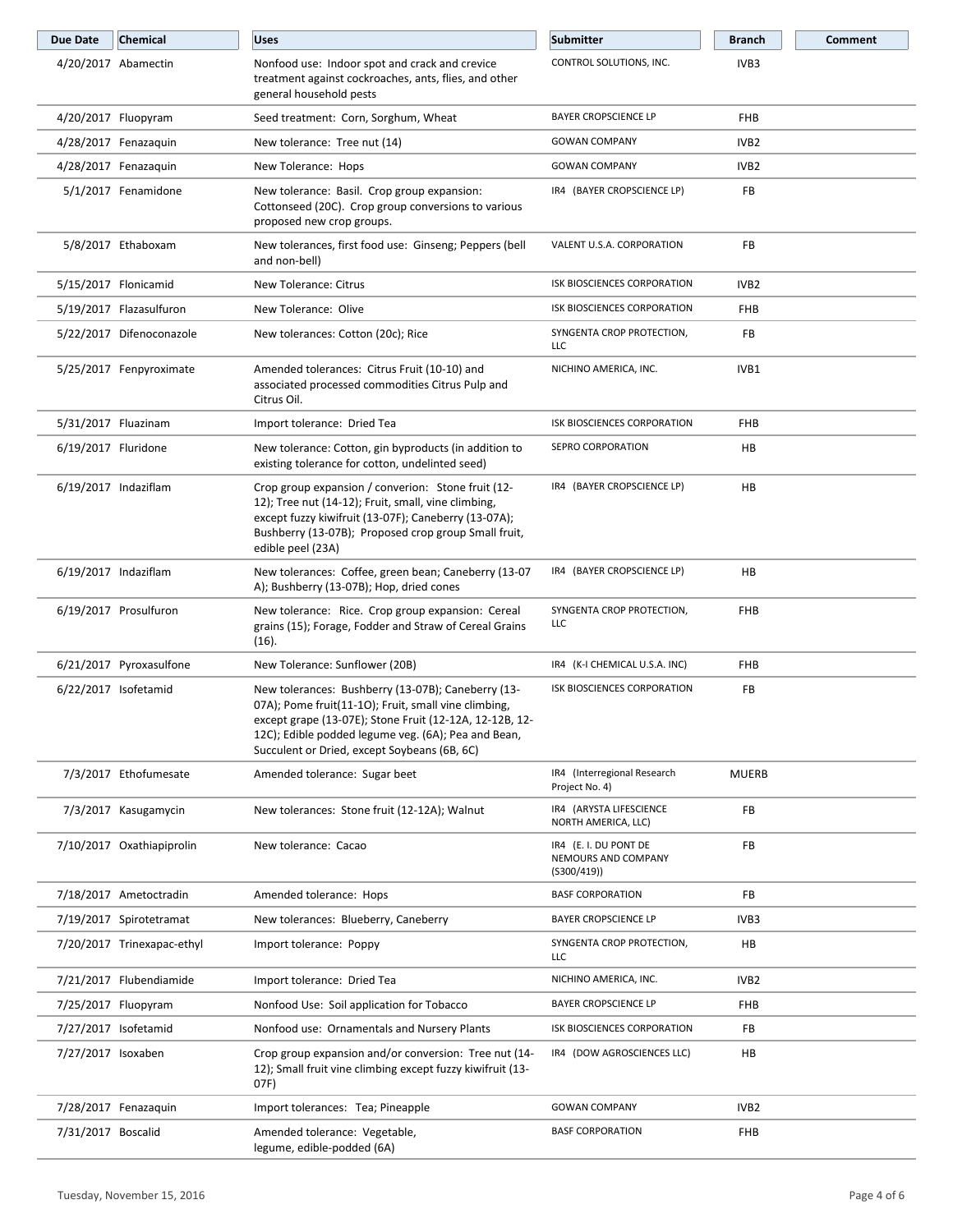| Due Date | Chemical | Uses | Submitter | Branch | Comment |
|---|---|---|---|---|---|
| 4/20/2017 | Abamectin | Nonfood use: Indoor spot and crack and crevice treatment against cockroaches, ants, flies, and other general household pests | CONTROL SOLUTIONS, INC. | IVB3 | |
| 4/20/2017 | Fluopyram | Seed treatment: Corn, Sorghum, Wheat | BAYER CROPSCIENCE LP | FHB | |
| 4/28/2017 | Fenazaquin | New tolerance: Tree nut (14) | GOWAN COMPANY | IVB2 | |
| 4/28/2017 | Fenazaquin | New Tolerance: Hops | GOWAN COMPANY | IVB2 | |
| 5/1/2017 | Fenamidone | New tolerance: Basil. Crop group expansion: Cottonseed (20C). Crop group conversions to various proposed new crop groups. | IR4 (BAYER CROPSCIENCE LP) | FB | |
| 5/8/2017 | Ethaboxam | New tolerances, first food use: Ginseng; Peppers (bell and non-bell) | VALENT U.S.A. CORPORATION | FB | |
| 5/15/2017 | Flonicamid | New Tolerance: Citrus | ISK BIOSCIENCES CORPORATION | IVB2 | |
| 5/19/2017 | Flazasulfuron | New Tolerance: Olive | ISK BIOSCIENCES CORPORATION | FHB | |
| 5/22/2017 | Difenoconazole | New tolerances: Cotton (20c); Rice | SYNGENTA CROP PROTECTION, LLC | FB | |
| 5/25/2017 | Fenpyroximate | Amended tolerances: Citrus Fruit (10-10) and associated processed commodities Citrus Pulp and Citrus Oil. | NICHINO AMERICA, INC. | IVB1 | |
| 5/31/2017 | Fluazinam | Import tolerance: Dried Tea | ISK BIOSCIENCES CORPORATION | FHB | |
| 6/19/2017 | Fluridone | New tolerance: Cotton, gin byproducts (in addition to existing tolerance for cotton, undelinted seed) | SEPRO CORPORATION | HB | |
| 6/19/2017 | Indaziflam | Crop group expansion / converion: Stone fruit (12-12); Tree nut (14-12); Fruit, small, vine climbing, except fuzzy kiwifruit (13-07F); Caneberry (13-07A); Bushberry (13-07B); Proposed crop group Small fruit, edible peel (23A) | IR4 (BAYER CROPSCIENCE LP) | HB | |
| 6/19/2017 | Indaziflam | New tolerances: Coffee, green bean; Caneberry (13-07 A); Bushberry (13-07B); Hop, dried cones | IR4 (BAYER CROPSCIENCE LP) | HB | |
| 6/19/2017 | Prosulfuron | New tolerance: Rice. Crop group expansion: Cereal grains (15); Forage, Fodder and Straw of Cereal Grains (16). | SYNGENTA CROP PROTECTION, LLC | FHB | |
| 6/21/2017 | Pyroxasulfone | New Tolerance: Sunflower (20B) | IR4 (K-I CHEMICAL U.S.A. INC) | FHB | |
| 6/22/2017 | Isofetamid | New tolerances: Bushberry (13-07B); Caneberry (13-07A); Pome fruit(11-10); Fruit, small vine climbing, except grape (13-07E); Stone Fruit (12-12A, 12-12B, 12-12C); Edible podded legume veg. (6A); Pea and Bean, Succulent or Dried, except Soybeans (6B, 6C) | ISK BIOSCIENCES CORPORATION | FB | |
| 7/3/2017 | Ethofumesate | Amended tolerance: Sugar beet | IR4 (Interregional Research Project No. 4) | MUERB | |
| 7/3/2017 | Kasugamycin | New tolerances: Stone fruit (12-12A); Walnut | IR4 (ARYSTA LIFESCIENCE NORTH AMERICA, LLC) | FB | |
| 7/10/2017 | Oxathiapiprolin | New tolerance: Cacao | IR4 (E. I. DU PONT DE NEMOURS AND COMPANY (S300/419)) | FB | |
| 7/18/2017 | Ametoctradin | Amended tolerance: Hops | BASF CORPORATION | FB | |
| 7/19/2017 | Spirotetramat | New tolerances: Blueberry, Caneberry | BAYER CROPSCIENCE LP | IVB3 | |
| 7/20/2017 | Trinexapac-ethyl | Import tolerance: Poppy | SYNGENTA CROP PROTECTION, LLC | HB | |
| 7/21/2017 | Flubendiamide | Import tolerance: Dried Tea | NICHINO AMERICA, INC. | IVB2 | |
| 7/25/2017 | Fluopyram | Nonfood Use: Soil application for Tobacco | BAYER CROPSCIENCE LP | FHB | |
| 7/27/2017 | Isofetamid | Nonfood use: Ornamentals and Nursery Plants | ISK BIOSCIENCES CORPORATION | FB | |
| 7/27/2017 | Isoxaben | Crop group expansion and/or conversion: Tree nut (14-12); Small fruit vine climbing except fuzzy kiwifruit (13-07F) | IR4 (DOW AGROSCIENCES LLC) | HB | |
| 7/28/2017 | Fenazaquin | Import tolerances: Tea; Pineapple | GOWAN COMPANY | IVB2 | |
| 7/31/2017 | Boscalid | Amended tolerance: Vegetable, legume, edible-podded (6A) | BASF CORPORATION | FHB | |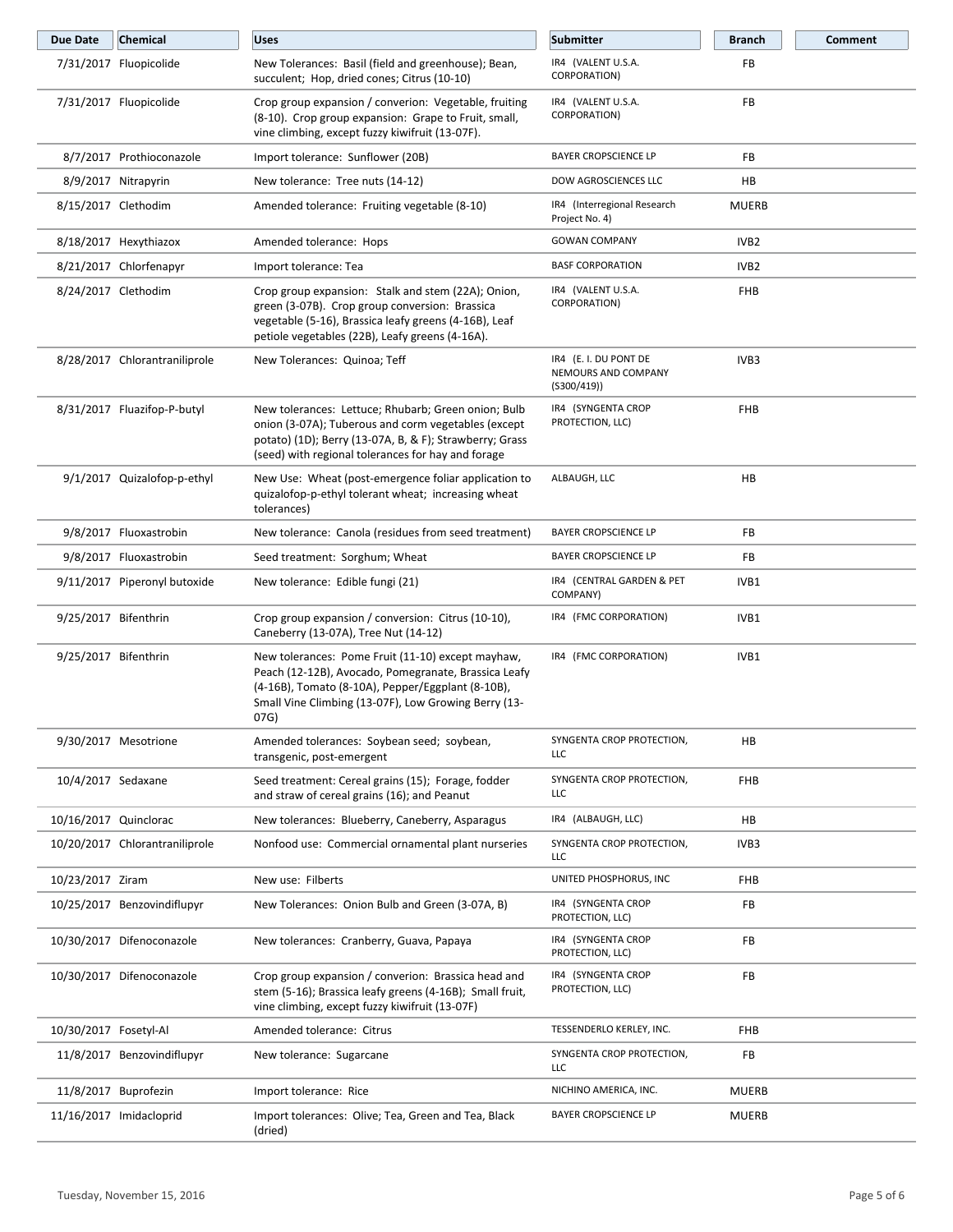| Due Date | Chemical | Uses | Submitter | Branch | Comment |
|---|---|---|---|---|---|
| 7/31/2017 | Fluopicolide | New Tolerances: Basil (field and greenhouse); Bean, succulent; Hop, dried cones; Citrus (10-10) | IR4 (VALENT U.S.A. CORPORATION) | FB | |
| 7/31/2017 | Fluopicolide | Crop group expansion / converion: Vegetable, fruiting (8-10). Crop group expansion: Grape to Fruit, small, vine climbing, except fuzzy kiwifruit (13-07F). | IR4 (VALENT U.S.A. CORPORATION) | FB | |
| 8/7/2017 | Prothioconazole | Import tolerance: Sunflower (20B) | BAYER CROPSCIENCE LP | FB | |
| 8/9/2017 | Nitrapyrin | New tolerance: Tree nuts (14-12) | DOW AGROSCIENCES LLC | HB | |
| 8/15/2017 | Clethodim | Amended tolerance: Fruiting vegetable (8-10) | IR4 (Interregional Research Project No. 4) | MUERB | |
| 8/18/2017 | Hexythiazox | Amended tolerance: Hops | GOWAN COMPANY | IVB2 | |
| 8/21/2017 | Chlorfenapyr | Import tolerance: Tea | BASF CORPORATION | IVB2 | |
| 8/24/2017 | Clethodim | Crop group expansion: Stalk and stem (22A); Onion, green (3-07B). Crop group conversion: Brassica vegetable (5-16), Brassica leafy greens (4-16B), Leaf petiole vegetables (22B), Leafy greens (4-16A). | IR4 (VALENT U.S.A. CORPORATION) | FHB | |
| 8/28/2017 | Chlorantraniliprole | New Tolerances: Quinoa; Teff | IR4 (E. I. DU PONT DE NEMOURS AND COMPANY (S300/419)) | IVB3 | |
| 8/31/2017 | Fluazifop-P-butyl | New tolerances: Lettuce; Rhubarb; Green onion; Bulb onion (3-07A); Tuberous and corm vegetables (except potato) (1D); Berry (13-07A, B, & F); Strawberry; Grass (seed) with regional tolerances for hay and forage | IR4 (SYNGENTA CROP PROTECTION, LLC) | FHB | |
| 9/1/2017 | Quizalofop-p-ethyl | New Use: Wheat (post-emergence foliar application to quizalofop-p-ethyl tolerant wheat; increasing wheat tolerances) | ALBAUGH, LLC | HB | |
| 9/8/2017 | Fluoxastrobin | New tolerance: Canola (residues from seed treatment) | BAYER CROPSCIENCE LP | FB | |
| 9/8/2017 | Fluoxastrobin | Seed treatment: Sorghum; Wheat | BAYER CROPSCIENCE LP | FB | |
| 9/11/2017 | Piperonyl butoxide | New tolerance: Edible fungi (21) | IR4 (CENTRAL GARDEN & PET COMPANY) | IVB1 | |
| 9/25/2017 | Bifenthrin | Crop group expansion / conversion: Citrus (10-10), Caneberry (13-07A), Tree Nut (14-12) | IR4 (FMC CORPORATION) | IVB1 | |
| 9/25/2017 | Bifenthrin | New tolerances: Pome Fruit (11-10) except mayhaw, Peach (12-12B), Avocado, Pomegranate, Brassica Leafy (4-16B), Tomato (8-10A), Pepper/Eggplant (8-10B), Small Vine Climbing (13-07F), Low Growing Berry (13-07G) | IR4 (FMC CORPORATION) | IVB1 | |
| 9/30/2017 | Mesotrione | Amended tolerances: Soybean seed; soybean, transgenic, post-emergent | SYNGENTA CROP PROTECTION, LLC | HB | |
| 10/4/2017 | Sedaxane | Seed treatment: Cereal grains (15); Forage, fodder and straw of cereal grains (16); and Peanut | SYNGENTA CROP PROTECTION, LLC | FHB | |
| 10/16/2017 | Quinclorac | New tolerances: Blueberry, Caneberry, Asparagus | IR4 (ALBAUGH, LLC) | HB | |
| 10/20/2017 | Chlorantraniliprole | Nonfood use: Commercial ornamental plant nurseries | SYNGENTA CROP PROTECTION, LLC | IVB3 | |
| 10/23/2017 | Ziram | New use: Filberts | UNITED PHOSPHORUS, INC | FHB | |
| 10/25/2017 | Benzovindiflupyr | New Tolerances: Onion Bulb and Green (3-07A, B) | IR4 (SYNGENTA CROP PROTECTION, LLC) | FB | |
| 10/30/2017 | Difenoconazole | New tolerances: Cranberry, Guava, Papaya | IR4 (SYNGENTA CROP PROTECTION, LLC) | FB | |
| 10/30/2017 | Difenoconazole | Crop group expansion / converion: Brassica head and stem (5-16); Brassica leafy greens (4-16B); Small fruit, vine climbing, except fuzzy kiwifruit (13-07F) | IR4 (SYNGENTA CROP PROTECTION, LLC) | FB | |
| 10/30/2017 | Fosetyl-Al | Amended tolerance: Citrus | TESSENDERLO KERLEY, INC. | FHB | |
| 11/8/2017 | Benzovindiflupyr | New tolerance: Sugarcane | SYNGENTA CROP PROTECTION, LLC | FB | |
| 11/8/2017 | Buprofezin | Import tolerance: Rice | NICHINO AMERICA, INC. | MUERB | |
| 11/16/2017 | Imidacloprid | Import tolerances: Olive; Tea, Green and Tea, Black (dried) | BAYER CROPSCIENCE LP | MUERB | |

Tuesday, November 15, 2016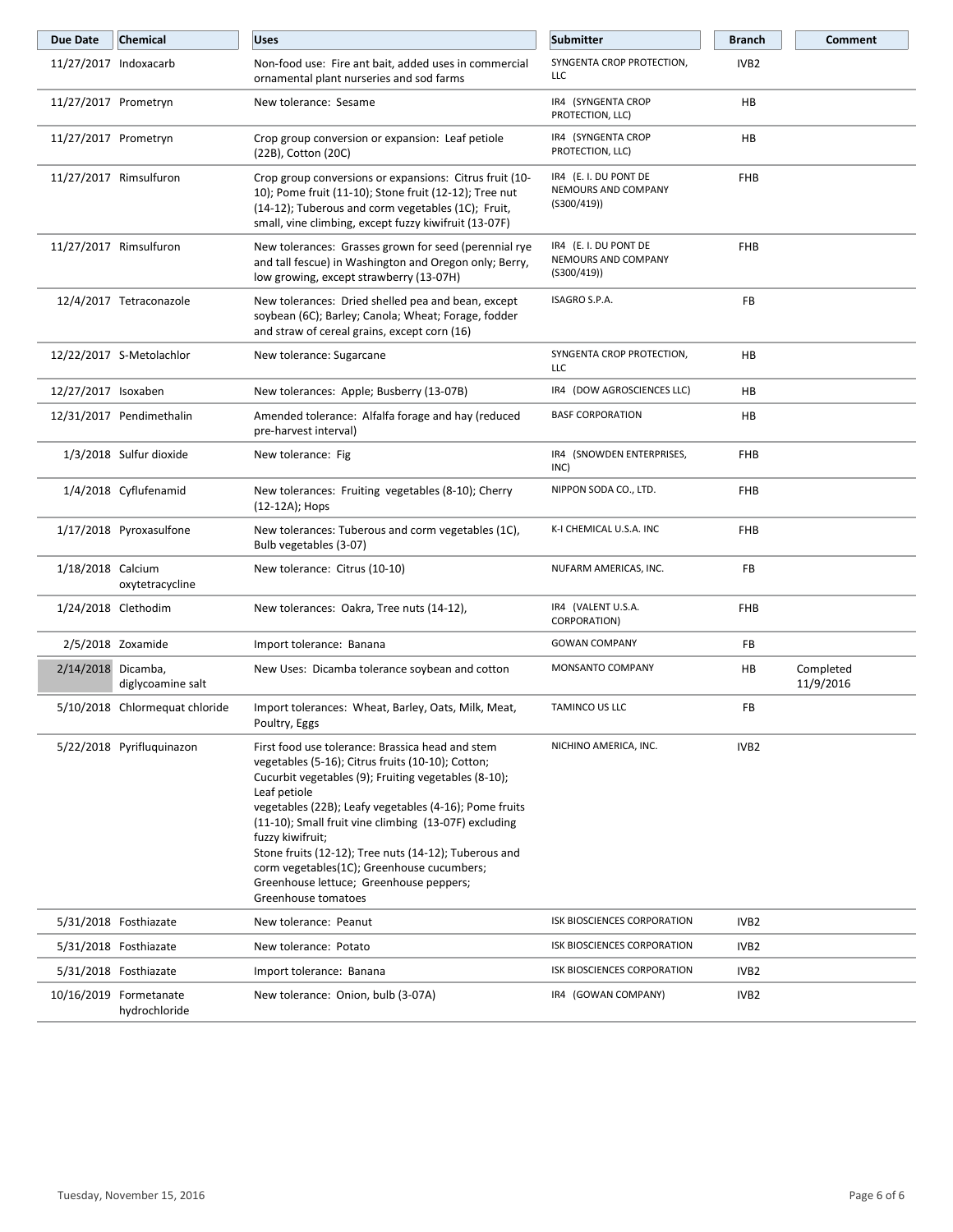| Due Date | Chemical | Uses | Submitter | Branch | Comment |
|---|---|---|---|---|---|
| 11/27/2017 | Indoxacarb | Non-food use: Fire ant bait, added uses in commercial ornamental plant nurseries and sod farms | SYNGENTA CROP PROTECTION, LLC | IVB2 | |
| 11/27/2017 | Prometryn | New tolerance: Sesame | IR4 (SYNGENTA CROP PROTECTION, LLC) | HB | |
| 11/27/2017 | Prometryn | Crop group conversion or expansion: Leaf petiole (22B), Cotton (20C) | IR4 (SYNGENTA CROP PROTECTION, LLC) | HB | |
| 11/27/2017 | Rimsulfuron | Crop group conversions or expansions: Citrus fruit (10-10); Pome fruit (11-10); Stone fruit (12-12); Tree nut (14-12); Tuberous and corm vegetables (1C); Fruit, small, vine climbing, except fuzzy kiwifruit (13-07F) | IR4 (E. I. DU PONT DE NEMOURS AND COMPANY (S300/419)) | FHB | |
| 11/27/2017 | Rimsulfuron | New tolerances: Grasses grown for seed (perennial rye and tall fescue) in Washington and Oregon only; Berry, low growing, except strawberry (13-07H) | IR4 (E. I. DU PONT DE NEMOURS AND COMPANY (S300/419)) | FHB | |
| 12/4/2017 | Tetraconazole | New tolerances: Dried shelled pea and bean, except soybean (6C); Barley; Canola; Wheat; Forage, fodder and straw of cereal grains, except corn (16) | ISAGRO S.P.A. | FB | |
| 12/22/2017 | S-Metolachlor | New tolerance: Sugarcane | SYNGENTA CROP PROTECTION, LLC | HB | |
| 12/27/2017 | Isoxaben | New tolerances: Apple; Busberry (13-07B) | IR4 (DOW AGROSCIENCES LLC) | HB | |
| 12/31/2017 | Pendimethalin | Amended tolerance: Alfalfa forage and hay (reduced pre-harvest interval) | BASF CORPORATION | HB | |
| 1/3/2018 | Sulfur dioxide | New tolerance: Fig | IR4 (SNOWDEN ENTERPRISES, INC) | FHB | |
| 1/4/2018 | Cyflufenamid | New tolerances: Fruiting vegetables (8-10); Cherry (12-12A); Hops | NIPPON SODA CO., LTD. | FHB | |
| 1/17/2018 | Pyroxasulfone | New tolerances: Tuberous and corm vegetables (1C), Bulb vegetables (3-07) | K-I CHEMICAL U.S.A. INC | FHB | |
| 1/18/2018 | Calcium oxytetracycline | New tolerance: Citrus (10-10) | NUFARM AMERICAS, INC. | FB | |
| 1/24/2018 | Clethodim | New tolerances: Oakra, Tree nuts (14-12), | IR4 (VALENT U.S.A. CORPORATION) | FHB | |
| 2/5/2018 | Zoxamide | Import tolerance: Banana | GOWAN COMPANY | FB | |
| 2/14/2018 | Dicamba, diglycoamine salt | New Uses: Dicamba tolerance soybean and cotton | MONSANTO COMPANY | HB | Completed 11/9/2016 |
| 5/10/2018 | Chlormequat chloride | Import tolerances: Wheat, Barley, Oats, Milk, Meat, Poultry, Eggs | TAMINCO US LLC | FB | |
| 5/22/2018 | Pyrifluquinazon | First food use tolerance: Brassica head and stem vegetables (5-16); Citrus fruits (10-10); Cotton; Cucurbit vegetables (9); Fruiting vegetables (8-10); Leaf petiole vegetables (22B); Leafy vegetables (4-16); Pome fruits (11-10); Small fruit vine climbing (13-07F) excluding fuzzy kiwifruit; Stone fruits (12-12); Tree nuts (14-12); Tuberous and corm vegetables(1C); Greenhouse cucumbers; Greenhouse lettuce; Greenhouse peppers; Greenhouse tomatoes | NICHINO AMERICA, INC. | IVB2 | |
| 5/31/2018 | Fosthiazate | New tolerance: Peanut | ISK BIOSCIENCES CORPORATION | IVB2 | |
| 5/31/2018 | Fosthiazate | New tolerance: Potato | ISK BIOSCIENCES CORPORATION | IVB2 | |
| 5/31/2018 | Fosthiazate | Import tolerance: Banana | ISK BIOSCIENCES CORPORATION | IVB2 | |
| 10/16/2019 | Formetanate hydrochloride | New tolerance: Onion, bulb (3-07A) | IR4 (GOWAN COMPANY) | IVB2 | |

Tuesday, November 15, 2016